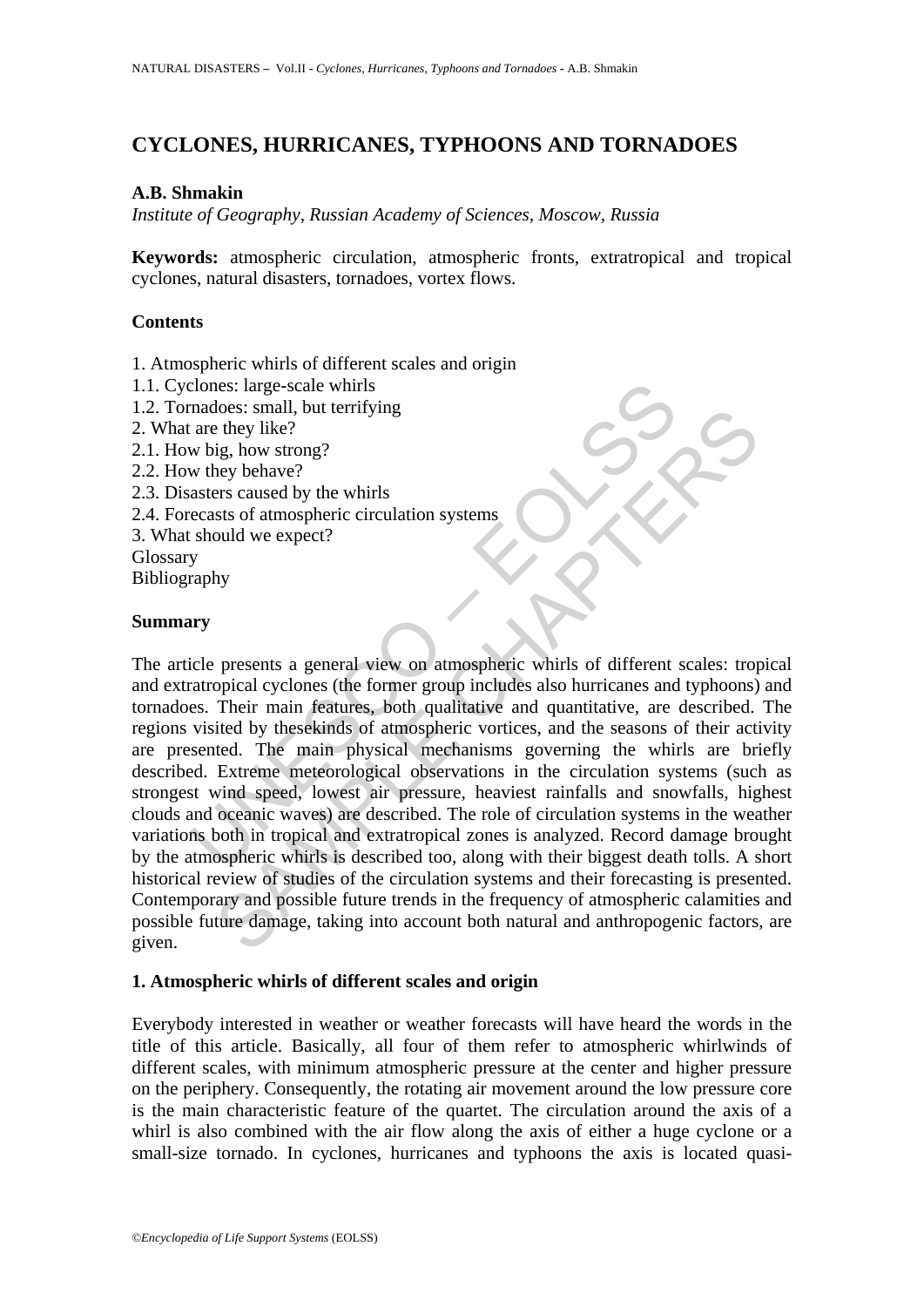# CYCLONES, HURRICANES, TYPHOONS AND TORNADOES

**A.B. Shmakin**

*Institute of Geography, Russian Academy of Sciences, Moscow, Russia*

**Keywords:** atmospheric circulation, atmospheric fronts, extratropical and tropical cyclones, natural disasters, tornadoes, vortex flows.

## Contents

1. Atmospheric whirls of different scales and origin
1.1. Cyclones: large-scale whirls
1.2. Tornadoes: small, but terrifying
2. What are they like?
2.1. How big, how strong?
2.2. How they behave?
2.3. Disasters caused by the whirls
2.4. Forecasts of atmospheric circulation systems
3. What should we expect?
Glossary
Bibliography

## Summary

The article presents a general view on atmospheric whirls of different scales: tropical and extratropical cyclones (the former group includes also hurricanes and typhoons) and tornadoes. Their main features, both qualitative and quantitative, are described. The regions visited by thesekinds of atmospheric vortices, and the seasons of their activity are presented. The main physical mechanisms governing the whirls are briefly described. Extreme meteorological observations in the circulation systems (such as strongest wind speed, lowest air pressure, heaviest rainfalls and snowfalls, highest clouds and oceanic waves) are described. The role of circulation systems in the weather variations both in tropical and extratropical zones is analyzed. Record damage brought by the atmospheric whirls is described too, along with their biggest death tolls. A short historical review of studies of the circulation systems and their forecasting is presented. Contemporary and possible future trends in the frequency of atmospheric calamities and possible future damage, taking into account both natural and anthropogenic factors, are given.

## 1. Atmospheric whirls of different scales and origin

Everybody interested in weather or weather forecasts will have heard the words in the title of this article. Basically, all four of them refer to atmospheric whirlwinds of different scales, with minimum atmospheric pressure at the center and higher pressure on the periphery. Consequently, the rotating air movement around the low pressure core is the main characteristic feature of the quartet. The circulation around the axis of a whirl is also combined with the air flow along the axis of either a huge cyclone or a small-size tornado. In cyclones, hurricanes and typhoons the axis is located quasi-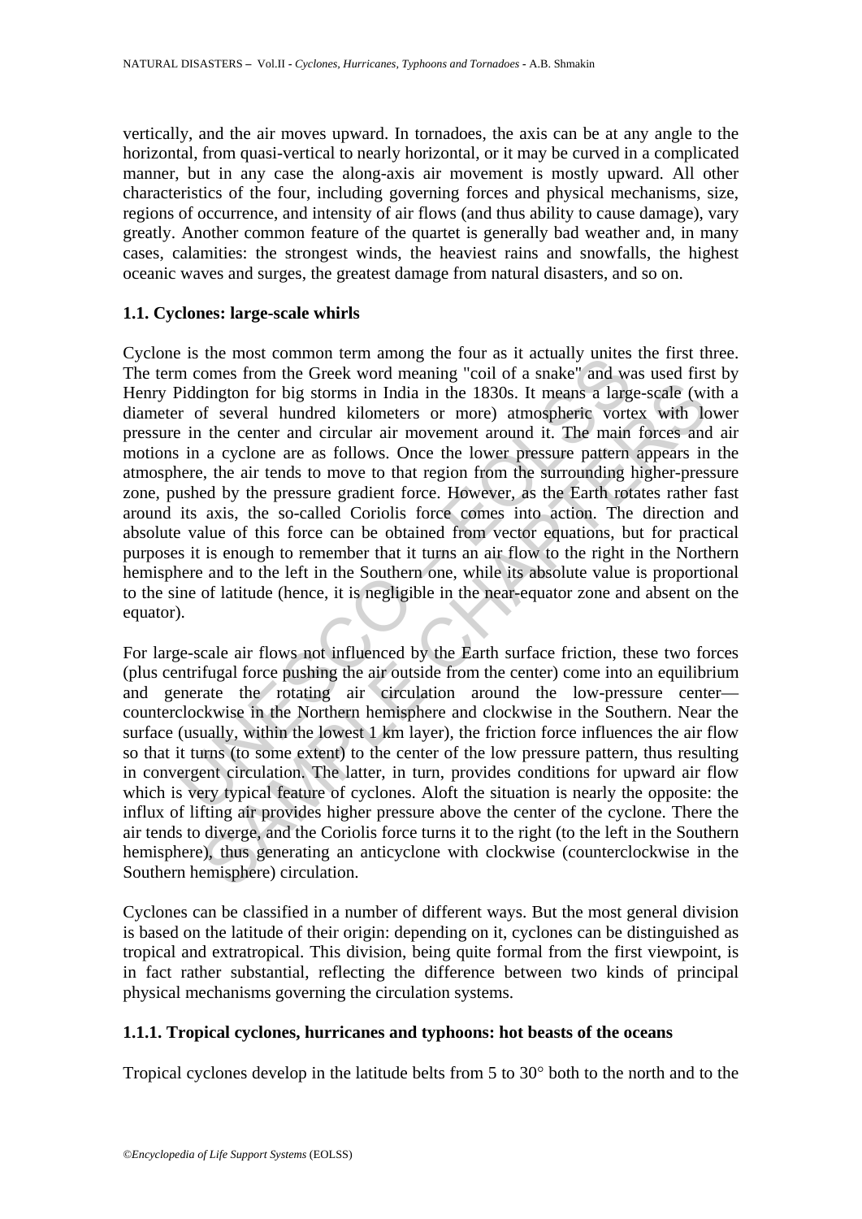vertically, and the air moves upward. In tornadoes, the axis can be at any angle to the horizontal, from quasi-vertical to nearly horizontal, or it may be curved in a complicated manner, but in any case the along-axis air movement is mostly upward. All other characteristics of the four, including governing forces and physical mechanisms, size, regions of occurrence, and intensity of air flows (and thus ability to cause damage), vary greatly. Another common feature of the quartet is generally bad weather and, in many cases, calamities: the strongest winds, the heaviest rains and snowfalls, the highest oceanic waves and surges, the greatest damage from natural disasters, and so on.

### 1.1. Cyclones: large-scale whirls

Cyclone is the most common term among the four as it actually unites the first three. The term comes from the Greek word meaning "coil of a snake" and was used first by Henry Piddington for big storms in India in the 1830s. It means a large-scale (with a diameter of several hundred kilometers or more) atmospheric vortex with lower pressure in the center and circular air movement around it. The main forces and air motions in a cyclone are as follows. Once the lower pressure pattern appears in the atmosphere, the air tends to move to that region from the surrounding higher-pressure zone, pushed by the pressure gradient force. However, as the Earth rotates rather fast around its axis, the so-called Coriolis force comes into action. The direction and absolute value of this force can be obtained from vector equations, but for practical purposes it is enough to remember that it turns an air flow to the right in the Northern hemisphere and to the left in the Southern one, while its absolute value is proportional to the sine of latitude (hence, it is negligible in the near-equator zone and absent on the equator).

For large-scale air flows not influenced by the Earth surface friction, these two forces (plus centrifugal force pushing the air outside from the center) come into an equilibrium and generate the rotating air circulation around the low-pressure center—counterclockwise in the Northern hemisphere and clockwise in the Southern. Near the surface (usually, within the lowest 1 km layer), the friction force influences the air flow so that it turns (to some extent) to the center of the low pressure pattern, thus resulting in convergent circulation. The latter, in turn, provides conditions for upward air flow which is very typical feature of cyclones. Aloft the situation is nearly the opposite: the influx of lifting air provides higher pressure above the center of the cyclone. There the air tends to diverge, and the Coriolis force turns it to the right (to the left in the Southern hemisphere), thus generating an anticyclone with clockwise (counterclockwise in the Southern hemisphere) circulation.

Cyclones can be classified in a number of different ways. But the most general division is based on the latitude of their origin: depending on it, cyclones can be distinguished as tropical and extratropical. This division, being quite formal from the first viewpoint, is in fact rather substantial, reflecting the difference between two kinds of principal physical mechanisms governing the circulation systems.

#### 1.1.1. Tropical cyclones, hurricanes and typhoons: hot beasts of the oceans

Tropical cyclones develop in the latitude belts from 5 to 30° both to the north and to the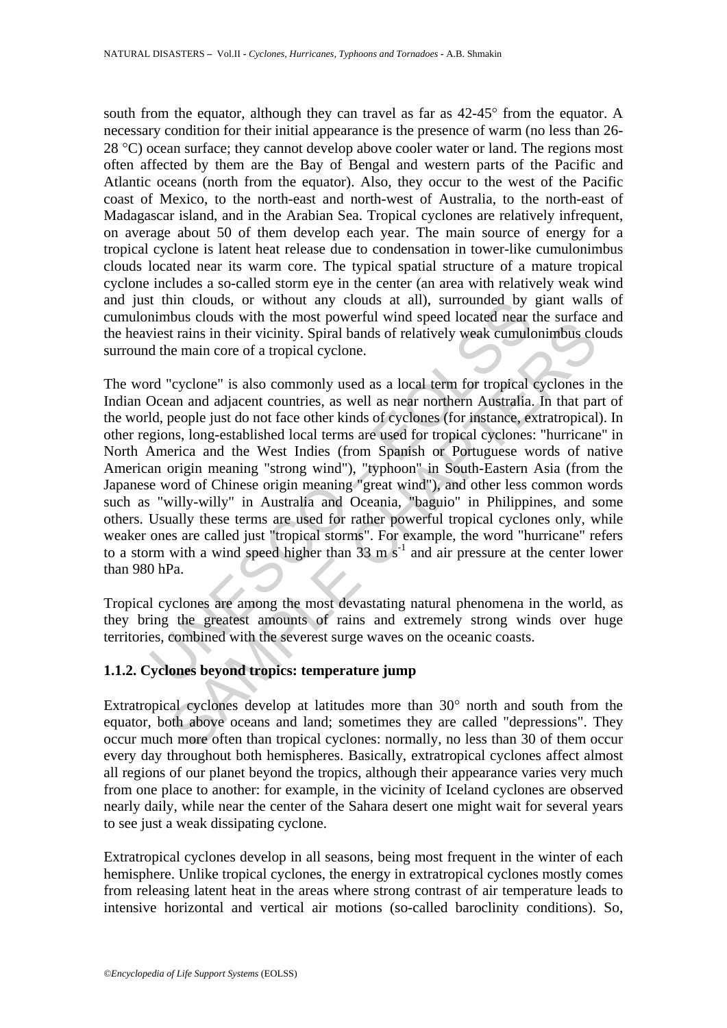south from the equator, although they can travel as far as 42-45° from the equator. A necessary condition for their initial appearance is the presence of warm (no less than 26-28 °C) ocean surface; they cannot develop above cooler water or land. The regions most often affected by them are the Bay of Bengal and western parts of the Pacific and Atlantic oceans (north from the equator). Also, they occur to the west of the Pacific coast of Mexico, to the north-east and north-west of Australia, to the north-east of Madagascar island, and in the Arabian Sea. Tropical cyclones are relatively infrequent, on average about 50 of them develop each year. The main source of energy for a tropical cyclone is latent heat release due to condensation in tower-like cumulonimbus clouds located near its warm core. The typical spatial structure of a mature tropical cyclone includes a so-called storm eye in the center (an area with relatively weak wind and just thin clouds, or without any clouds at all), surrounded by giant walls of cumulonimbus clouds with the most powerful wind speed located near the surface and the heaviest rains in their vicinity. Spiral bands of relatively weak cumulonimbus clouds surround the main core of a tropical cyclone.

The word "cyclone" is also commonly used as a local term for tropical cyclones in the Indian Ocean and adjacent countries, as well as near northern Australia. In that part of the world, people just do not face other kinds of cyclones (for instance, extratropical). In other regions, long-established local terms are used for tropical cyclones: "hurricane" in North America and the West Indies (from Spanish or Portuguese words of native American origin meaning "strong wind"), "typhoon" in South-Eastern Asia (from the Japanese word of Chinese origin meaning "great wind"), and other less common words such as "willy-willy" in Australia and Oceania, "baguio" in Philippines, and some others. Usually these terms are used for rather powerful tropical cyclones only, while weaker ones are called just "tropical storms". For example, the word "hurricane" refers to a storm with a wind speed higher than 33 m $s^{-1}$ and air pressure at the center lower than 980 hPa.

Tropical cyclones are among the most devastating natural phenomena in the world, as they bring the greatest amounts of rains and extremely strong winds over huge territories, combined with the severest surge waves on the oceanic coasts.

### 1.1.2. Cyclones beyond tropics: temperature jump

Extratropical cyclones develop at latitudes more than 30° north and south from the equator, both above oceans and land; sometimes they are called "depressions". They occur much more often than tropical cyclones: normally, no less than 30 of them occur every day throughout both hemispheres. Basically, extratropical cyclones affect almost all regions of our planet beyond the tropics, although their appearance varies very much from one place to another: for example, in the vicinity of Iceland cyclones are observed nearly daily, while near the center of the Sahara desert one might wait for several years to see just a weak dissipating cyclone.

Extratropical cyclones develop in all seasons, being most frequent in the winter of each hemisphere. Unlike tropical cyclones, the energy in extratropical cyclones mostly comes from releasing latent heat in the areas where strong contrast of air temperature leads to intensive horizontal and vertical air motions (so-called baroclinity conditions). So,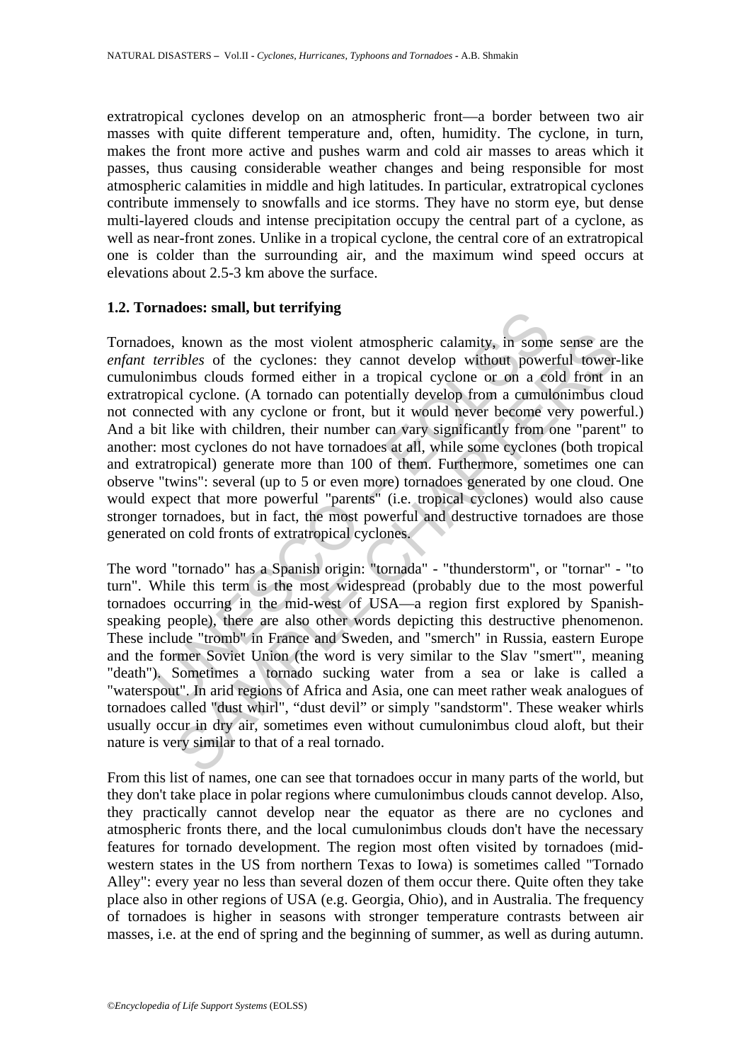extratropical cyclones develop on an atmospheric front—a border between two air masses with quite different temperature and, often, humidity. The cyclone, in turn, makes the front more active and pushes warm and cold air masses to areas which it passes, thus causing considerable weather changes and being responsible for most atmospheric calamities in middle and high latitudes. In particular, extratropical cyclones contribute immensely to snowfalls and ice storms. They have no storm eye, but dense multi-layered clouds and intense precipitation occupy the central part of a cyclone, as well as near-front zones. Unlike in a tropical cyclone, the central core of an extratropical one is colder than the surrounding air, and the maximum wind speed occurs at elevations about 2.5-3 km above the surface.

### 1.2. Tornadoes: small, but terrifying

Tornadoes, known as the most violent atmospheric calamity, in some sense are the *enfant terribles* of the cyclones: they cannot develop without powerful tower-like cumulonimbus clouds formed either in a tropical cyclone or on a cold front in an extratropical cyclone. (A tornado can potentially develop from a cumulonimbus cloud not connected with any cyclone or front, but it would never become very powerful.) And a bit like with children, their number can vary significantly from one "parent" to another: most cyclones do not have tornadoes at all, while some cyclones (both tropical and extratropical) generate more than 100 of them. Furthermore, sometimes one can observe "twins": several (up to 5 or even more) tornadoes generated by one cloud. One would expect that more powerful "parents" (i.e. tropical cyclones) would also cause stronger tornadoes, but in fact, the most powerful and destructive tornadoes are those generated on cold fronts of extratropical cyclones.

The word "tornado" has a Spanish origin: "tornada" - "thunderstorm", or "tornar" - "to turn". While this term is the most widespread (probably due to the most powerful tornadoes occurring in the mid-west of USA—a region first explored by Spanish-speaking people), there are also other words depicting this destructive phenomenon. These include "tromb" in France and Sweden, and "smerch" in Russia, eastern Europe and the former Soviet Union (the word is very similar to the Slav "smert'", meaning "death"). Sometimes a tornado sucking water from a sea or lake is called a "waterspout". In arid regions of Africa and Asia, one can meet rather weak analogues of tornadoes called "dust whirl", "dust devil" or simply "sandstorm". These weaker whirls usually occur in dry air, sometimes even without cumulonimbus cloud aloft, but their nature is very similar to that of a real tornado.

From this list of names, one can see that tornadoes occur in many parts of the world, but they don't take place in polar regions where cumulonimbus clouds cannot develop. Also, they practically cannot develop near the equator as there are no cyclones and atmospheric fronts there, and the local cumulonimbus clouds don't have the necessary features for tornado development. The region most often visited by tornadoes (mid-western states in the US from northern Texas to Iowa) is sometimes called "Tornado Alley": every year no less than several dozen of them occur there. Quite often they take place also in other regions of USA (e.g. Georgia, Ohio), and in Australia. The frequency of tornadoes is higher in seasons with stronger temperature contrasts between air masses, i.e. at the end of spring and the beginning of summer, as well as during autumn.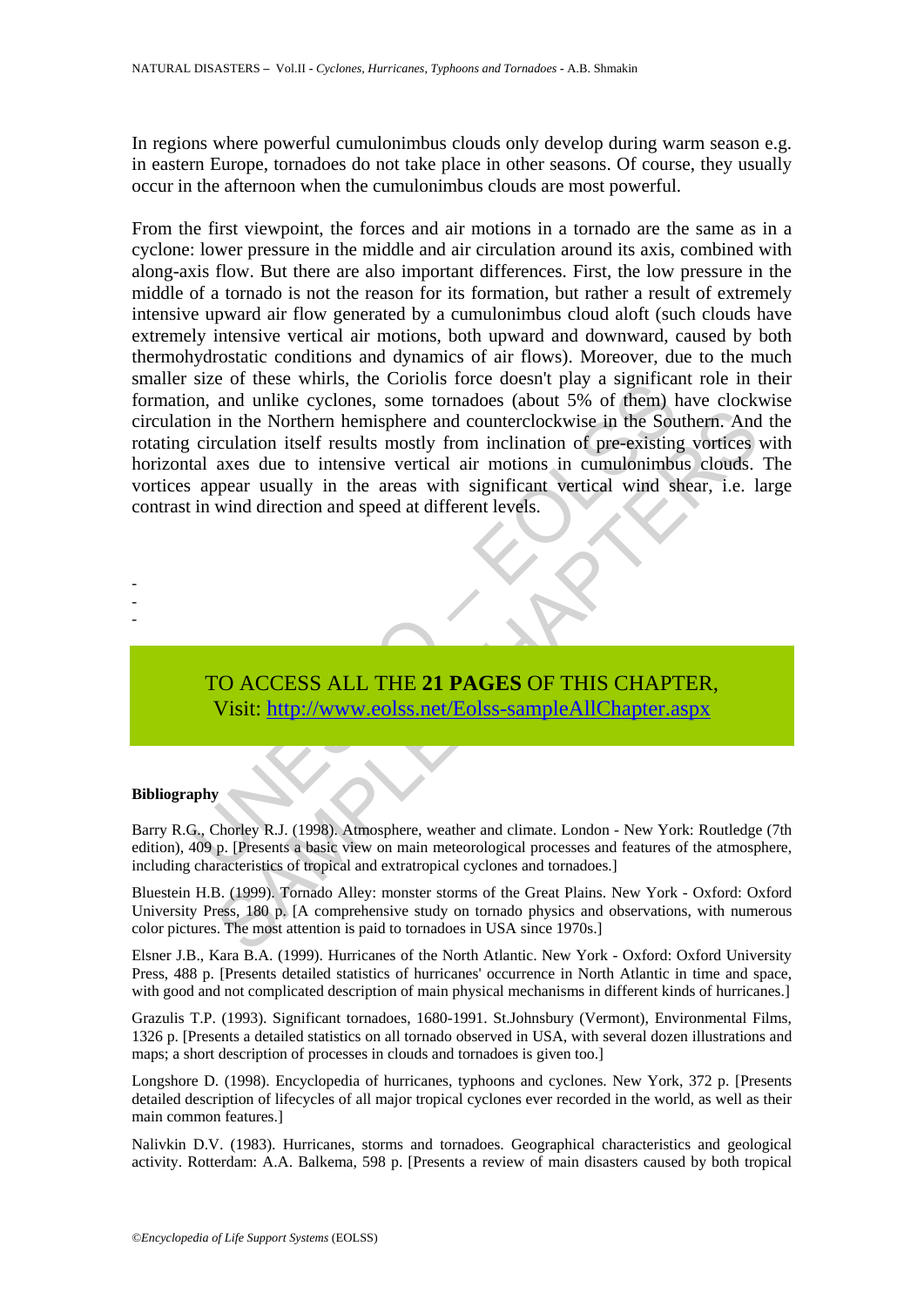In regions where powerful cumulonimbus clouds only develop during warm season e.g. in eastern Europe, tornadoes do not take place in other seasons. Of course, they usually occur in the afternoon when the cumulonimbus clouds are most powerful.

From the first viewpoint, the forces and air motions in a tornado are the same as in a cyclone: lower pressure in the middle and air circulation around its axis, combined with along-axis flow. But there are also important differences. First, the low pressure in the middle of a tornado is not the reason for its formation, but rather a result of extremely intensive upward air flow generated by a cumulonimbus cloud aloft (such clouds have extremely intensive vertical air motions, both upward and downward, caused by both thermohydrostatic conditions and dynamics of air flows). Moreover, due to the much smaller size of these whirls, the Coriolis force doesn't play a significant role in their formation, and unlike cyclones, some tornadoes (about 5% of them) have clockwise circulation in the Northern hemisphere and counterclockwise in the Southern. And the rotating circulation itself results mostly from inclination of pre-existing vortices with horizontal axes due to intensive vertical air motions in cumulonimbus clouds. The vortices appear usually in the areas with significant vertical wind shear, i.e. large contrast in wind direction and speed at different levels.

-
-
-

TO ACCESS ALL THE **21 PAGES** OF THIS CHAPTER,
Visit: http://www.eolss.net/Eolss-sampleAllChapter.aspx

**Bibliography**

Barry R.G., Chorley R.J. (1998). Atmosphere, weather and climate. London - New York: Routledge (7th edition), 409 p. [Presents a basic view on main meteorological processes and features of the atmosphere, including characteristics of tropical and extratropical cyclones and tornadoes.]

Bluestein H.B. (1999). Tornado Alley: monster storms of the Great Plains. New York - Oxford: Oxford University Press, 180 p. [A comprehensive study on tornado physics and observations, with numerous color pictures. The most attention is paid to tornadoes in USA since 1970s.]

Elsner J.B., Kara B.A. (1999). Hurricanes of the North Atlantic. New York - Oxford: Oxford University Press, 488 p. [Presents detailed statistics of hurricanes' occurrence in North Atlantic in time and space, with good and not complicated description of main physical mechanisms in different kinds of hurricanes.]

Grazulis T.P. (1993). Significant tornadoes, 1680-1991. St.Johnsbury (Vermont), Environmental Films, 1326 p. [Presents a detailed statistics on all tornado observed in USA, with several dozen illustrations and maps; a short description of processes in clouds and tornadoes is given too.]

Longshore D. (1998). Encyclopedia of hurricanes, typhoons and cyclones. New York, 372 p. [Presents detailed description of lifecycles of all major tropical cyclones ever recorded in the world, as well as their main common features.]

Nalivkin D.V. (1983). Hurricanes, storms and tornadoes. Geographical characteristics and geological activity. Rotterdam: A.A. Balkema, 598 p. [Presents a review of main disasters caused by both tropical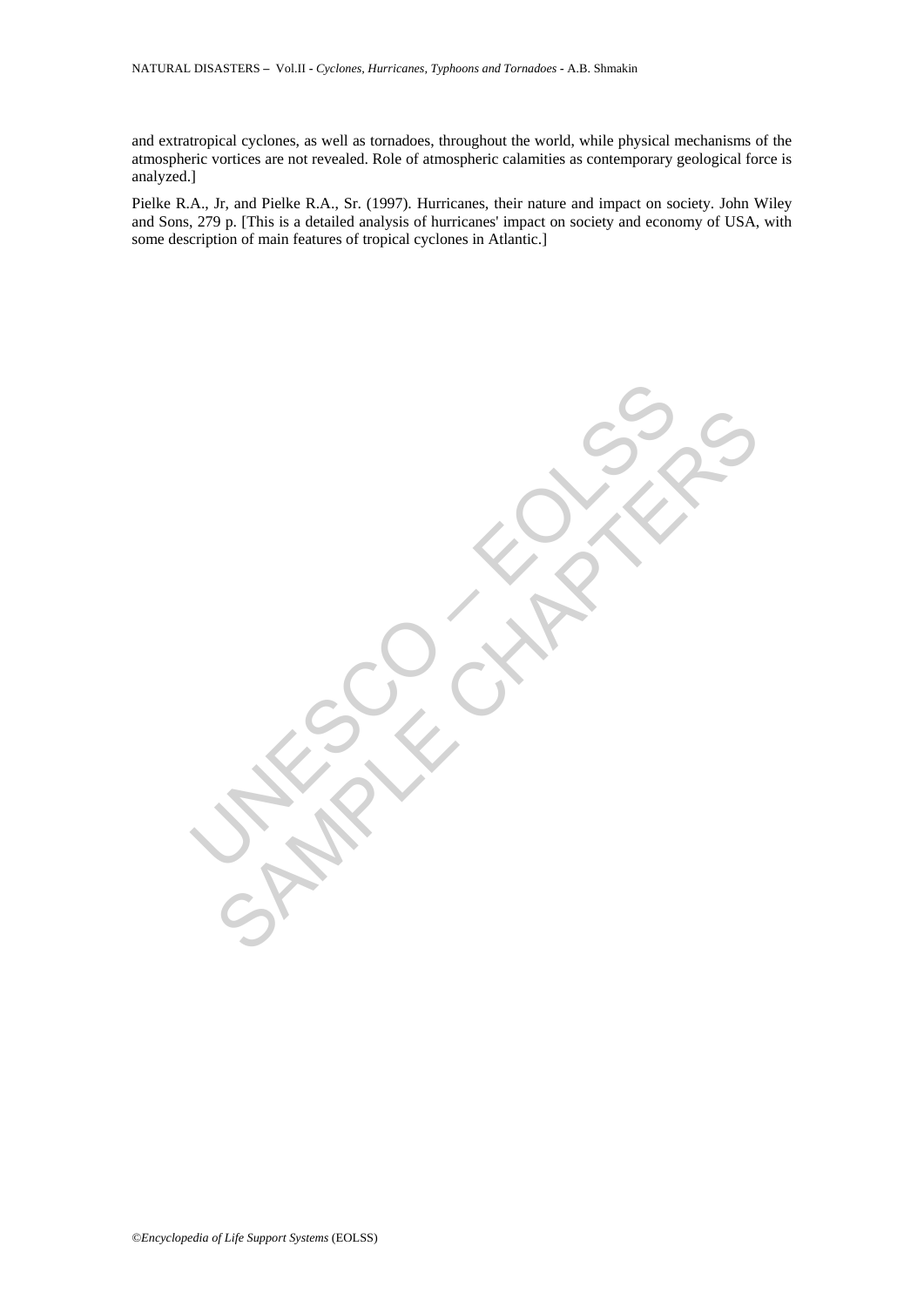and extratropical cyclones, as well as tornadoes, throughout the world, while physical mechanisms of the atmospheric vortices are not revealed. Role of atmospheric calamities as contemporary geological force is analyzed.]

Pielke R.A., Jr, and Pielke R.A., Sr. (1997). Hurricanes, their nature and impact on society. John Wiley and Sons, 279 p. [This is a detailed analysis of hurricanes' impact on society and economy of USA, with some description of main features of tropical cyclones in Atlantic.]